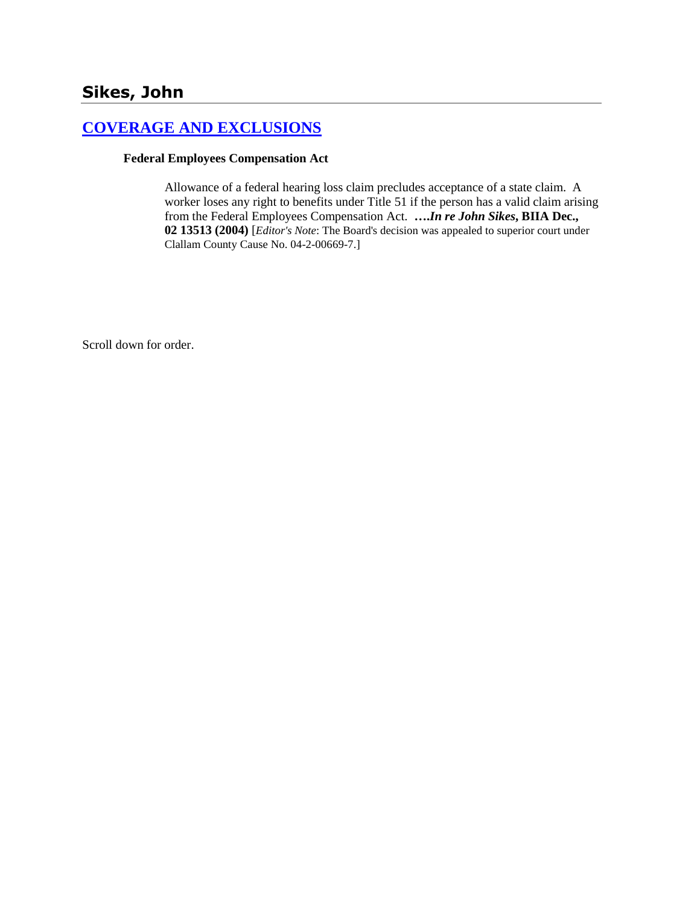# Sikes, John

## [COVERAGE AND EXCLUSIONS]

**Federal Employees Compensation Act**

Allowance of a federal hearing loss claim precludes acceptance of a state claim. A worker loses any right to benefits under Title 51 if the person has a valid claim arising from the Federal Employees Compensation Act. ***….In re John Sikes*, BIIA Dec., 02 13513 (2004)** [*Editor's Note*: The Board's decision was appealed to superior court under Clallam County Cause No. 04-2-00669-7.]

Scroll down for order.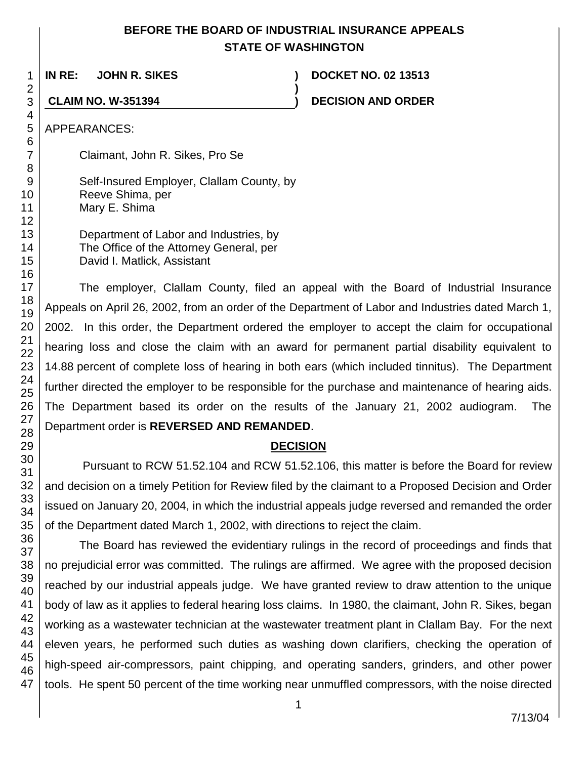# BEFORE THE BOARD OF INDUSTRIAL INSURANCE APPEALS
# STATE OF WASHINGTON

**IN RE: JOHN R. SIKES** ) **DOCKET NO. 02 13513**
)
**CLAIM NO. W-351394** ) **DECISION AND ORDER**

APPEARANCES:

Claimant, John R. Sikes, Pro Se

Self-Insured Employer, Clallam County, by
Reeve Shima, per
Mary E. Shima

Department of Labor and Industries, by
The Office of the Attorney General, per
David I. Matlick, Assistant

The employer, Clallam County, filed an appeal with the Board of Industrial Insurance Appeals on April 26, 2002, from an order of the Department of Labor and Industries dated March 1, 2002. In this order, the Department ordered the employer to accept the claim for occupational hearing loss and close the claim with an award for permanent partial disability equivalent to 14.88 percent of complete loss of hearing in both ears (which included tinnitus). The Department further directed the employer to be responsible for the purchase and maintenance of hearing aids. The Department based its order on the results of the January 21, 2002 audiogram. The Department order is **REVERSED AND REMANDED**.

## DECISION

Pursuant to RCW 51.52.104 and RCW 51.52.106, this matter is before the Board for review and decision on a timely Petition for Review filed by the claimant to a Proposed Decision and Order issued on January 20, 2004, in which the industrial appeals judge reversed and remanded the order of the Department dated March 1, 2002, with directions to reject the claim.

The Board has reviewed the evidentiary rulings in the record of proceedings and finds that no prejudicial error was committed. The rulings are affirmed. We agree with the proposed decision reached by our industrial appeals judge. We have granted review to draw attention to the unique body of law as it applies to federal hearing loss claims. In 1980, the claimant, John R. Sikes, began working as a wastewater technician at the wastewater treatment plant in Clallam Bay. For the next eleven years, he performed such duties as washing down clarifiers, checking the operation of high-speed air-compressors, paint chipping, and operating sanders, grinders, and other power tools. He spent 50 percent of the time working near unmuffled compressors, with the noise directed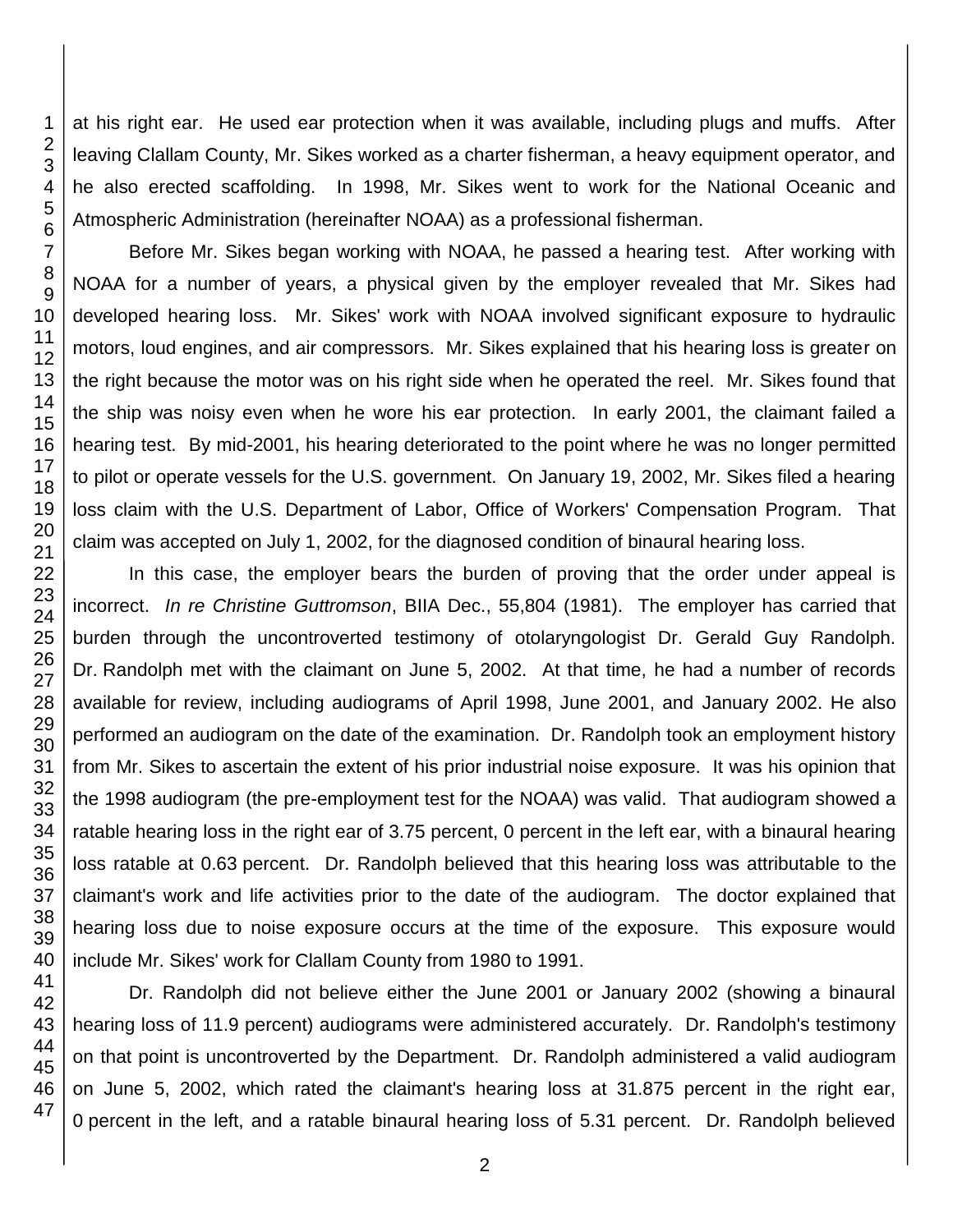at his right ear. He used ear protection when it was available, including plugs and muffs. After leaving Clallam County, Mr. Sikes worked as a charter fisherman, a heavy equipment operator, and he also erected scaffolding. In 1998, Mr. Sikes went to work for the National Oceanic and Atmospheric Administration (hereinafter NOAA) as a professional fisherman.

Before Mr. Sikes began working with NOAA, he passed a hearing test. After working with NOAA for a number of years, a physical given by the employer revealed that Mr. Sikes had developed hearing loss. Mr. Sikes' work with NOAA involved significant exposure to hydraulic motors, loud engines, and air compressors. Mr. Sikes explained that his hearing loss is greater on the right because the motor was on his right side when he operated the reel. Mr. Sikes found that the ship was noisy even when he wore his ear protection. In early 2001, the claimant failed a hearing test. By mid-2001, his hearing deteriorated to the point where he was no longer permitted to pilot or operate vessels for the U.S. government. On January 19, 2002, Mr. Sikes filed a hearing loss claim with the U.S. Department of Labor, Office of Workers' Compensation Program. That claim was accepted on July 1, 2002, for the diagnosed condition of binaural hearing loss.

In this case, the employer bears the burden of proving that the order under appeal is incorrect. *In re Christine Guttromson*, BIIA Dec., 55,804 (1981). The employer has carried that burden through the uncontroverted testimony of otolaryngologist Dr. Gerald Guy Randolph. Dr. Randolph met with the claimant on June 5, 2002. At that time, he had a number of records available for review, including audiograms of April 1998, June 2001, and January 2002. He also performed an audiogram on the date of the examination. Dr. Randolph took an employment history from Mr. Sikes to ascertain the extent of his prior industrial noise exposure. It was his opinion that the 1998 audiogram (the pre-employment test for the NOAA) was valid. That audiogram showed a ratable hearing loss in the right ear of 3.75 percent, 0 percent in the left ear, with a binaural hearing loss ratable at 0.63 percent. Dr. Randolph believed that this hearing loss was attributable to the claimant's work and life activities prior to the date of the audiogram. The doctor explained that hearing loss due to noise exposure occurs at the time of the exposure. This exposure would include Mr. Sikes' work for Clallam County from 1980 to 1991.

Dr. Randolph did not believe either the June 2001 or January 2002 (showing a binaural hearing loss of 11.9 percent) audiograms were administered accurately. Dr. Randolph's testimony on that point is uncontroverted by the Department. Dr. Randolph administered a valid audiogram on June 5, 2002, which rated the claimant's hearing loss at 31.875 percent in the right ear, 0 percent in the left, and a ratable binaural hearing loss of 5.31 percent. Dr. Randolph believed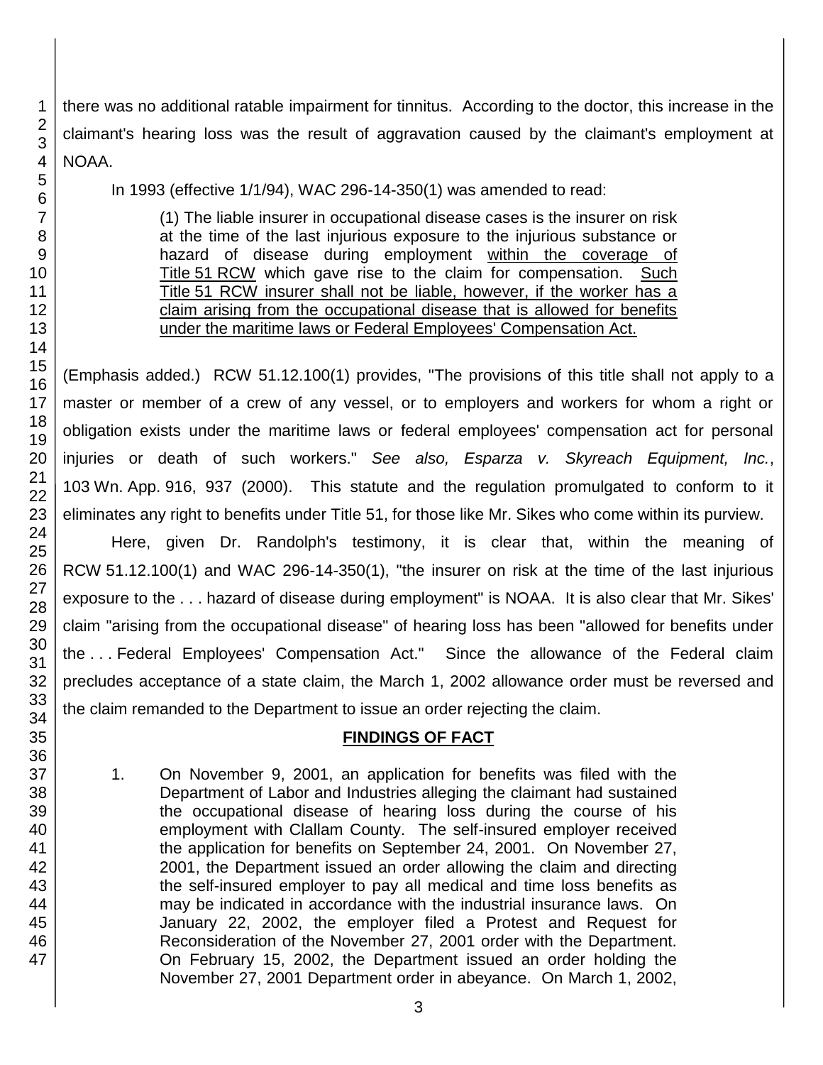there was no additional ratable impairment for tinnitus. According to the doctor, this increase in the claimant's hearing loss was the result of aggravation caused by the claimant's employment at NOAA.

In 1993 (effective 1/1/94), WAC 296-14-350(1) was amended to read:

> (1) The liable insurer in occupational disease cases is the insurer on risk at the time of the last injurious exposure to the injurious substance or hazard of disease during employment within the coverage of Title 51 RCW which gave rise to the claim for compensation. Such Title 51 RCW insurer shall not be liable, however, if the worker has a claim arising from the occupational disease that is allowed for benefits under the maritime laws or Federal Employees' Compensation Act.

(Emphasis added.) RCW 51.12.100(1) provides, "The provisions of this title shall not apply to a master or member of a crew of any vessel, or to employers and workers for whom a right or obligation exists under the maritime laws or federal employees' compensation act for personal injuries or death of such workers." *See also, Esparza v. Skyreach Equipment, Inc.*, 103 Wn. App. 916, 937 (2000). This statute and the regulation promulgated to conform to it eliminates any right to benefits under Title 51, for those like Mr. Sikes who come within its purview.

Here, given Dr. Randolph's testimony, it is clear that, within the meaning of RCW 51.12.100(1) and WAC 296-14-350(1), "the insurer on risk at the time of the last injurious exposure to the . . . hazard of disease during employment" is NOAA. It is also clear that Mr. Sikes' claim "arising from the occupational disease" of hearing loss has been "allowed for benefits under the . . . Federal Employees' Compensation Act." Since the allowance of the Federal claim precludes acceptance of a state claim, the March 1, 2002 allowance order must be reversed and the claim remanded to the Department to issue an order rejecting the claim.

## FINDINGS OF FACT

1. On November 9, 2001, an application for benefits was filed with the Department of Labor and Industries alleging the claimant had sustained the occupational disease of hearing loss during the course of his employment with Clallam County. The self-insured employer received the application for benefits on September 24, 2001. On November 27, 2001, the Department issued an order allowing the claim and directing the self-insured employer to pay all medical and time loss benefits as may be indicated in accordance with the industrial insurance laws. On January 22, 2002, the employer filed a Protest and Request for Reconsideration of the November 27, 2001 order with the Department. On February 15, 2002, the Department issued an order holding the November 27, 2001 Department order in abeyance. On March 1, 2002,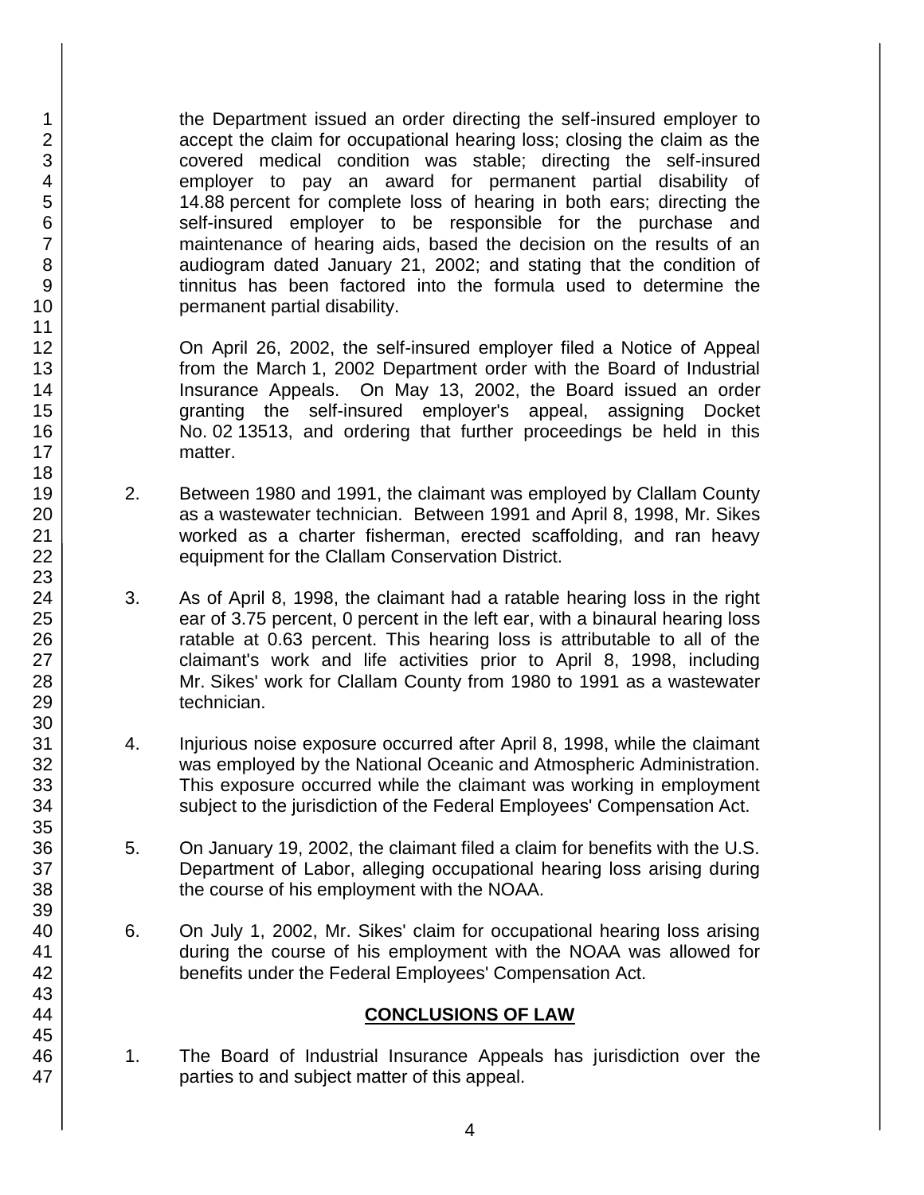the Department issued an order directing the self-insured employer to accept the claim for occupational hearing loss; closing the claim as the covered medical condition was stable; directing the self-insured employer to pay an award for permanent partial disability of 14.88 percent for complete loss of hearing in both ears; directing the self-insured employer to be responsible for the purchase and maintenance of hearing aids, based the decision on the results of an audiogram dated January 21, 2002; and stating that the condition of tinnitus has been factored into the formula used to determine the permanent partial disability.

On April 26, 2002, the self-insured employer filed a Notice of Appeal from the March 1, 2002 Department order with the Board of Industrial Insurance Appeals. On May 13, 2002, the Board issued an order granting the self-insured employer's appeal, assigning Docket No. 02 13513, and ordering that further proceedings be held in this matter.

2. Between 1980 and 1991, the claimant was employed by Clallam County as a wastewater technician. Between 1991 and April 8, 1998, Mr. Sikes worked as a charter fisherman, erected scaffolding, and ran heavy equipment for the Clallam Conservation District.

3. As of April 8, 1998, the claimant had a ratable hearing loss in the right ear of 3.75 percent, 0 percent in the left ear, with a binaural hearing loss ratable at 0.63 percent. This hearing loss is attributable to all of the claimant's work and life activities prior to April 8, 1998, including Mr. Sikes' work for Clallam County from 1980 to 1991 as a wastewater technician.

4. Injurious noise exposure occurred after April 8, 1998, while the claimant was employed by the National Oceanic and Atmospheric Administration. This exposure occurred while the claimant was working in employment subject to the jurisdiction of the Federal Employees' Compensation Act.

5. On January 19, 2002, the claimant filed a claim for benefits with the U.S. Department of Labor, alleging occupational hearing loss arising during the course of his employment with the NOAA.

6. On July 1, 2002, Mr. Sikes' claim for occupational hearing loss arising during the course of his employment with the NOAA was allowed for benefits under the Federal Employees' Compensation Act.

## CONCLUSIONS OF LAW

1. The Board of Industrial Insurance Appeals has jurisdiction over the parties to and subject matter of this appeal.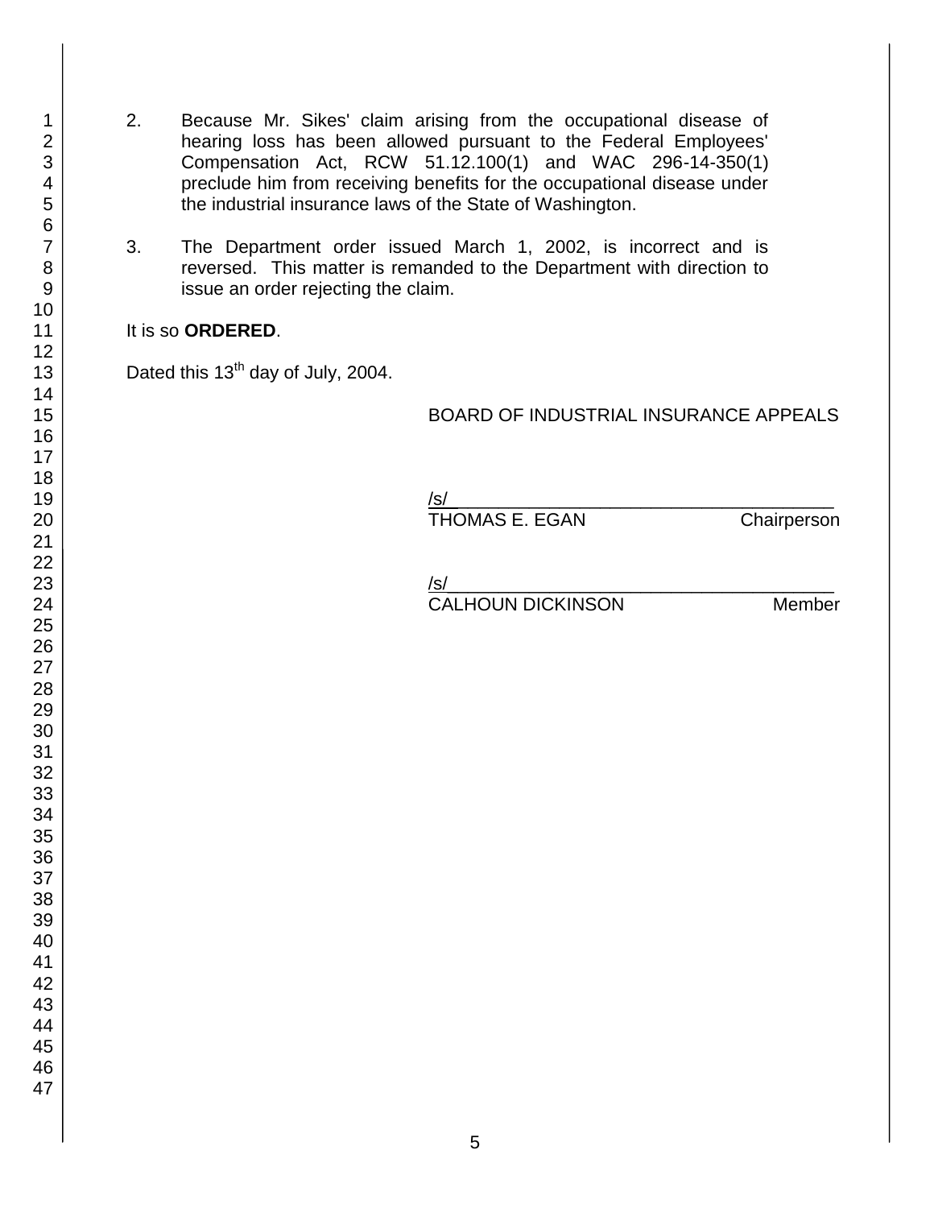2. Because Mr. Sikes' claim arising from the occupational disease of hearing loss has been allowed pursuant to the Federal Employees' Compensation Act, RCW 51.12.100(1) and WAC 296-14-350(1) preclude him from receiving benefits for the occupational disease under the industrial insurance laws of the State of Washington.

3. The Department order issued March 1, 2002, is incorrect and is reversed. This matter is remanded to the Department with direction to issue an order rejecting the claim.

It is so **ORDERED**.

Dated this 13th day of July, 2004.

BOARD OF INDUSTRIAL INSURANCE APPEALS

/s/\_\_\_\_\_\_\_\_\_\_\_\_\_\_\_\_\_\_\_\_\_\_\_\_\_\_\_\_\_\_\_\_\_\_\_\_\_\_\_\_
THOMAS E. EGAN Chairperson

/s/\_\_\_\_\_\_\_\_\_\_\_\_\_\_\_\_\_\_\_\_\_\_\_\_\_\_\_\_\_\_\_\_\_\_\_\_\_\_\_\_
CALHOUN DICKINSON Member